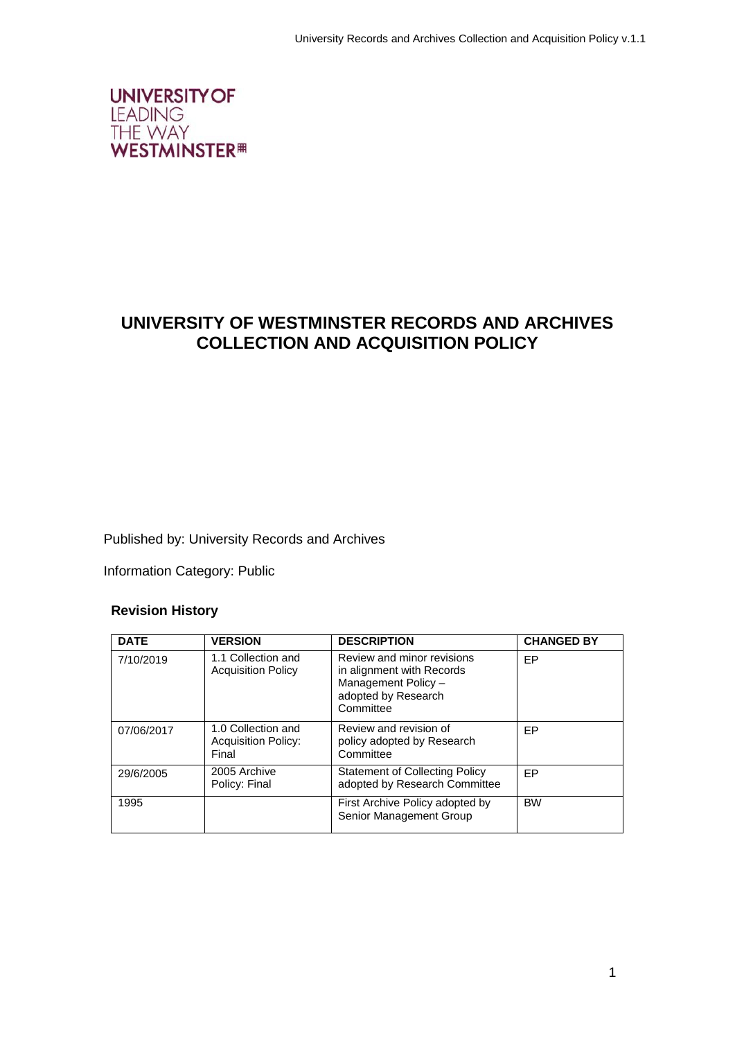UNIVERSITY OF
LEADING
THE WAY
WESTMINSTER

# UNIVERSITY OF WESTMINSTER RECORDS AND ARCHIVES COLLECTION AND ACQUISITION POLICY

Published by: University Records and Archives

Information Category: Public

**Revision History**

| DATE | VERSION | DESCRIPTION | CHANGED BY |
|---|---|---|---|
| 7/10/2019 | 1.1 Collection and Acquisition Policy | Review and minor revisions in alignment with Records Management Policy – adopted by Research Committee | EP |
| 07/06/2017 | 1.0 Collection and Acquisition Policy: Final | Review and revision of policy adopted by Research Committee | EP |
| 29/6/2005 | 2005 Archive Policy: Final | Statement of Collecting Policy adopted by Research Committee | EP |
| 1995 | | First Archive Policy adopted by Senior Management Group | BW |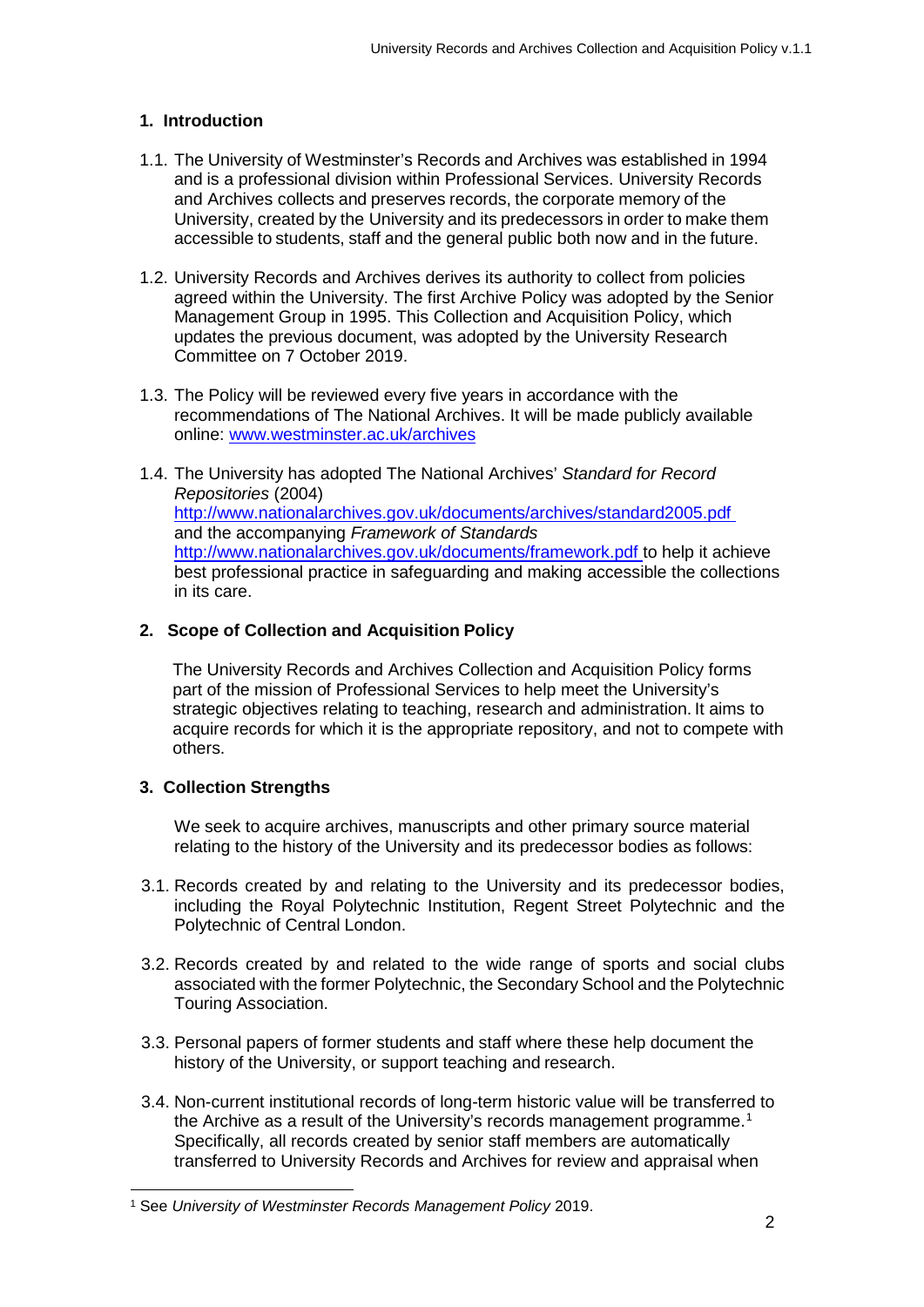## 1. Introduction

1.1. The University of Westminster's Records and Archives was established in 1994 and is a professional division within Professional Services. University Records and Archives collects and preserves records, the corporate memory of the University, created by the University and its predecessors in order to make them accessible to students, staff and the general public both now and in the future.

1.2. University Records and Archives derives its authority to collect from policies agreed within the University. The first Archive Policy was adopted by the Senior Management Group in 1995. This Collection and Acquisition Policy, which updates the previous document, was adopted by the University Research Committee on 7 October 2019.

1.3. The Policy will be reviewed every five years in accordance with the recommendations of The National Archives. It will be made publicly available online: [www.westminster.ac.uk/archives](http://www.westminster.ac.uk/archives)

1.4. The University has adopted The National Archives' *Standard for Record Repositories* (2004) [http://www.nationalarchives.gov.uk/documents/archives/standard2005.pdf](http://www.nationalarchives.gov.uk/documents/archives/standard2005.pdf) and the accompanying *Framework of Standards* [http://www.nationalarchives.gov.uk/documents/framework.pdf](http://www.nationalarchives.gov.uk/documents/framework.pdf) to help it achieve best professional practice in safeguarding and making accessible the collections in its care.

## 2. Scope of Collection and Acquisition Policy

The University Records and Archives Collection and Acquisition Policy forms part of the mission of Professional Services to help meet the University's strategic objectives relating to teaching, research and administration. It aims to acquire records for which it is the appropriate repository, and not to compete with others.

## 3. Collection Strengths

We seek to acquire archives, manuscripts and other primary source material relating to the history of the University and its predecessor bodies as follows:

3.1. Records created by and relating to the University and its predecessor bodies, including the Royal Polytechnic Institution, Regent Street Polytechnic and the Polytechnic of Central London.

3.2. Records created by and related to the wide range of sports and social clubs associated with the former Polytechnic, the Secondary School and the Polytechnic Touring Association.

3.3. Personal papers of former students and staff where these help document the history of the University, or support teaching and research.

3.4. Non-current institutional records of long-term historic value will be transferred to the Archive as a result of the University's records management programme.[1] Specifically, all records created by senior staff members are automatically transferred to University Records and Archives for review and appraisal when

[1] See *University of Westminster Records Management Policy* 2019.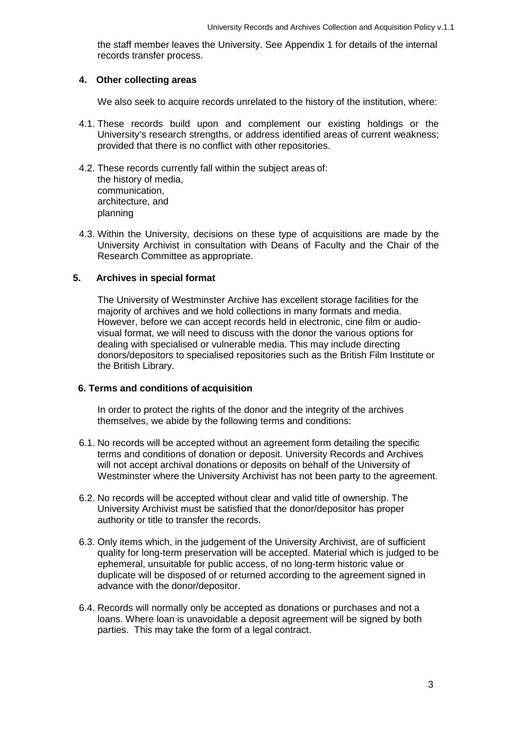the staff member leaves the University. See Appendix 1 for details of the internal records transfer process.

## 4. Other collecting areas

We also seek to acquire records unrelated to the history of the institution, where:

4.1. These records build upon and complement our existing holdings or the University's research strengths, or address identified areas of current weakness; provided that there is no conflict with other repositories.

4.2. These records currently fall within the subject areas of:
the history of media,
communication,
architecture, and
planning

4.3. Within the University, decisions on these type of acquisitions are made by the University Archivist in consultation with Deans of Faculty and the Chair of the Research Committee as appropriate.

## 5. Archives in special format

The University of Westminster Archive has excellent storage facilities for the majority of archives and we hold collections in many formats and media. However, before we can accept records held in electronic, cine film or audio-visual format, we will need to discuss with the donor the various options for dealing with specialised or vulnerable media. This may include directing donors/depositors to specialised repositories such as the British Film Institute or the British Library.

## 6. Terms and conditions of acquisition

In order to protect the rights of the donor and the integrity of the archives themselves, we abide by the following terms and conditions:

6.1. No records will be accepted without an agreement form detailing the specific terms and conditions of donation or deposit. University Records and Archives will not accept archival donations or deposits on behalf of the University of Westminster where the University Archivist has not been party to the agreement.

6.2. No records will be accepted without clear and valid title of ownership. The University Archivist must be satisfied that the donor/depositor has proper authority or title to transfer the records.

6.3. Only items which, in the judgement of the University Archivist, are of sufficient quality for long-term preservation will be accepted. Material which is judged to be ephemeral, unsuitable for public access, of no long-term historic value or duplicate will be disposed of or returned according to the agreement signed in advance with the donor/depositor.

6.4. Records will normally only be accepted as donations or purchases and not a loans. Where loan is unavoidable a deposit agreement will be signed by both parties. This may take the form of a legal contract.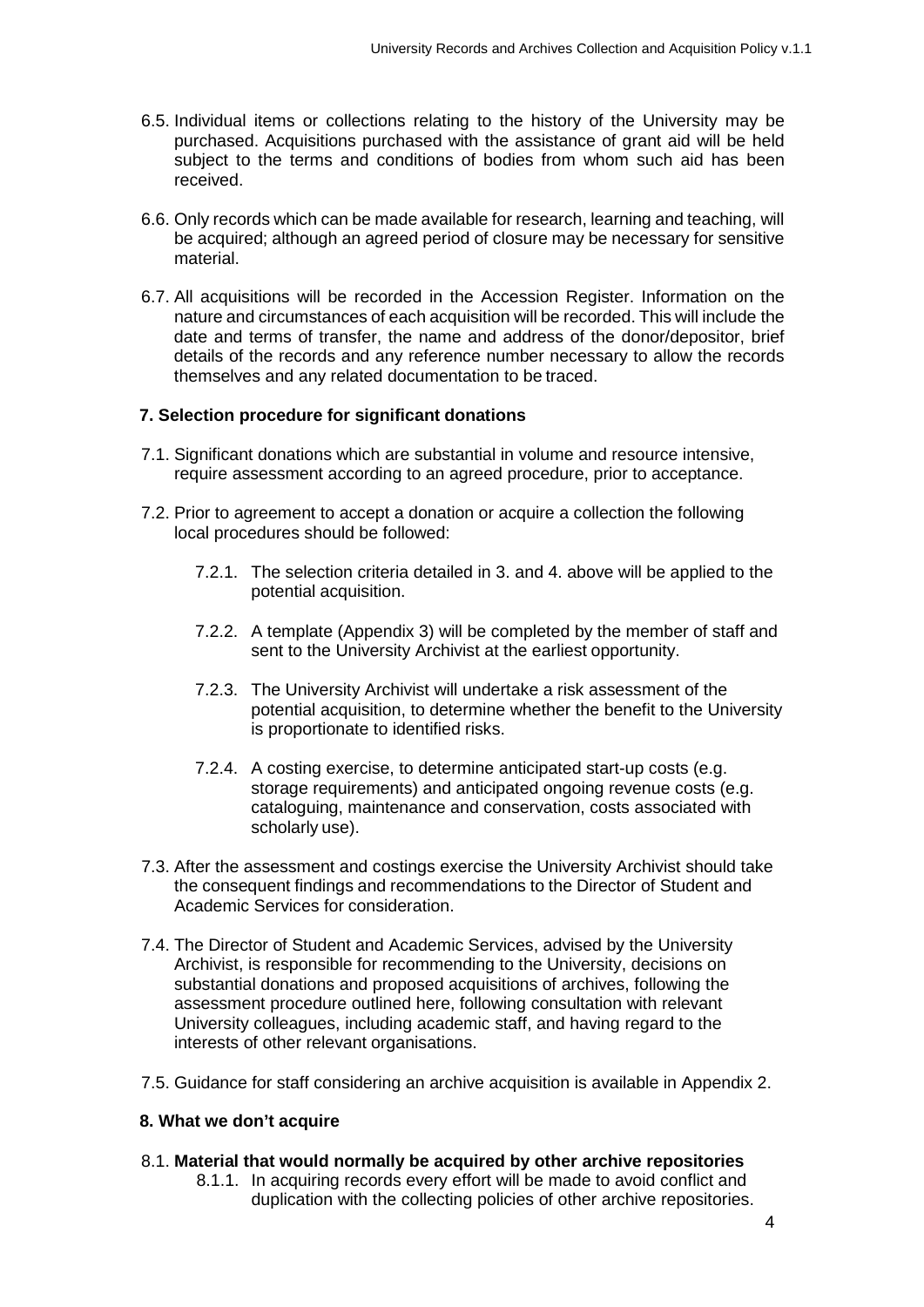6.5. Individual items or collections relating to the history of the University may be purchased. Acquisitions purchased with the assistance of grant aid will be held subject to the terms and conditions of bodies from whom such aid has been received.

6.6. Only records which can be made available for research, learning and teaching, will be acquired; although an agreed period of closure may be necessary for sensitive material.

6.7. All acquisitions will be recorded in the Accession Register. Information on the nature and circumstances of each acquisition will be recorded. This will include the date and terms of transfer, the name and address of the donor/depositor, brief details of the records and any reference number necessary to allow the records themselves and any related documentation to be traced.

## 7. Selection procedure for significant donations

7.1. Significant donations which are substantial in volume and resource intensive, require assessment according to an agreed procedure, prior to acceptance.

7.2. Prior to agreement to accept a donation or acquire a collection the following local procedures should be followed:

7.2.1. The selection criteria detailed in 3. and 4. above will be applied to the potential acquisition.

7.2.2. A template (Appendix 3) will be completed by the member of staff and sent to the University Archivist at the earliest opportunity.

7.2.3. The University Archivist will undertake a risk assessment of the potential acquisition, to determine whether the benefit to the University is proportionate to identified risks.

7.2.4. A costing exercise, to determine anticipated start-up costs (e.g. storage requirements) and anticipated ongoing revenue costs (e.g. cataloguing, maintenance and conservation, costs associated with scholarly use).

7.3. After the assessment and costings exercise the University Archivist should take the consequent findings and recommendations to the Director of Student and Academic Services for consideration.

7.4. The Director of Student and Academic Services, advised by the University Archivist, is responsible for recommending to the University, decisions on substantial donations and proposed acquisitions of archives, following the assessment procedure outlined here, following consultation with relevant University colleagues, including academic staff, and having regard to the interests of other relevant organisations.

7.5. Guidance for staff considering an archive acquisition is available in Appendix 2.

## 8. What we don't acquire

8.1. **Material that would normally be acquired by other archive repositories**

8.1.1. In acquiring records every effort will be made to avoid conflict and duplication with the collecting policies of other archive repositories.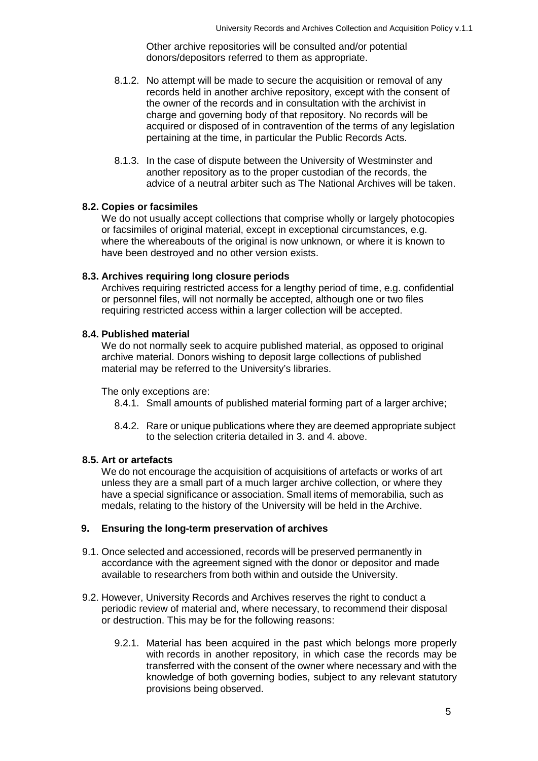Other archive repositories will be consulted and/or potential donors/depositors referred to them as appropriate.

8.1.2. No attempt will be made to secure the acquisition or removal of any records held in another archive repository, except with the consent of the owner of the records and in consultation with the archivist in charge and governing body of that repository. No records will be acquired or disposed of in contravention of the terms of any legislation pertaining at the time, in particular the Public Records Acts.

8.1.3. In the case of dispute between the University of Westminster and another repository as to the proper custodian of the records, the advice of a neutral arbiter such as The National Archives will be taken.

### 8.2. Copies or facsimiles

We do not usually accept collections that comprise wholly or largely photocopies or facsimiles of original material, except in exceptional circumstances, e.g. where the whereabouts of the original is now unknown, or where it is known to have been destroyed and no other version exists.

### 8.3. Archives requiring long closure periods

Archives requiring restricted access for a lengthy period of time, e.g. confidential or personnel files, will not normally be accepted, although one or two files requiring restricted access within a larger collection will be accepted.

### 8.4. Published material

We do not normally seek to acquire published material, as opposed to original archive material. Donors wishing to deposit large collections of published material may be referred to the University's libraries.

The only exceptions are:

8.4.1. Small amounts of published material forming part of a larger archive;

8.4.2. Rare or unique publications where they are deemed appropriate subject to the selection criteria detailed in 3. and 4. above.

### 8.5. Art or artefacts

We do not encourage the acquisition of acquisitions of artefacts or works of art unless they are a small part of a much larger archive collection, or where they have a special significance or association. Small items of memorabilia, such as medals, relating to the history of the University will be held in the Archive.

## 9. Ensuring the long-term preservation of archives

9.1. Once selected and accessioned, records will be preserved permanently in accordance with the agreement signed with the donor or depositor and made available to researchers from both within and outside the University.

9.2. However, University Records and Archives reserves the right to conduct a periodic review of material and, where necessary, to recommend their disposal or destruction. This may be for the following reasons:

9.2.1. Material has been acquired in the past which belongs more properly with records in another repository, in which case the records may be transferred with the consent of the owner where necessary and with the knowledge of both governing bodies, subject to any relevant statutory provisions being observed.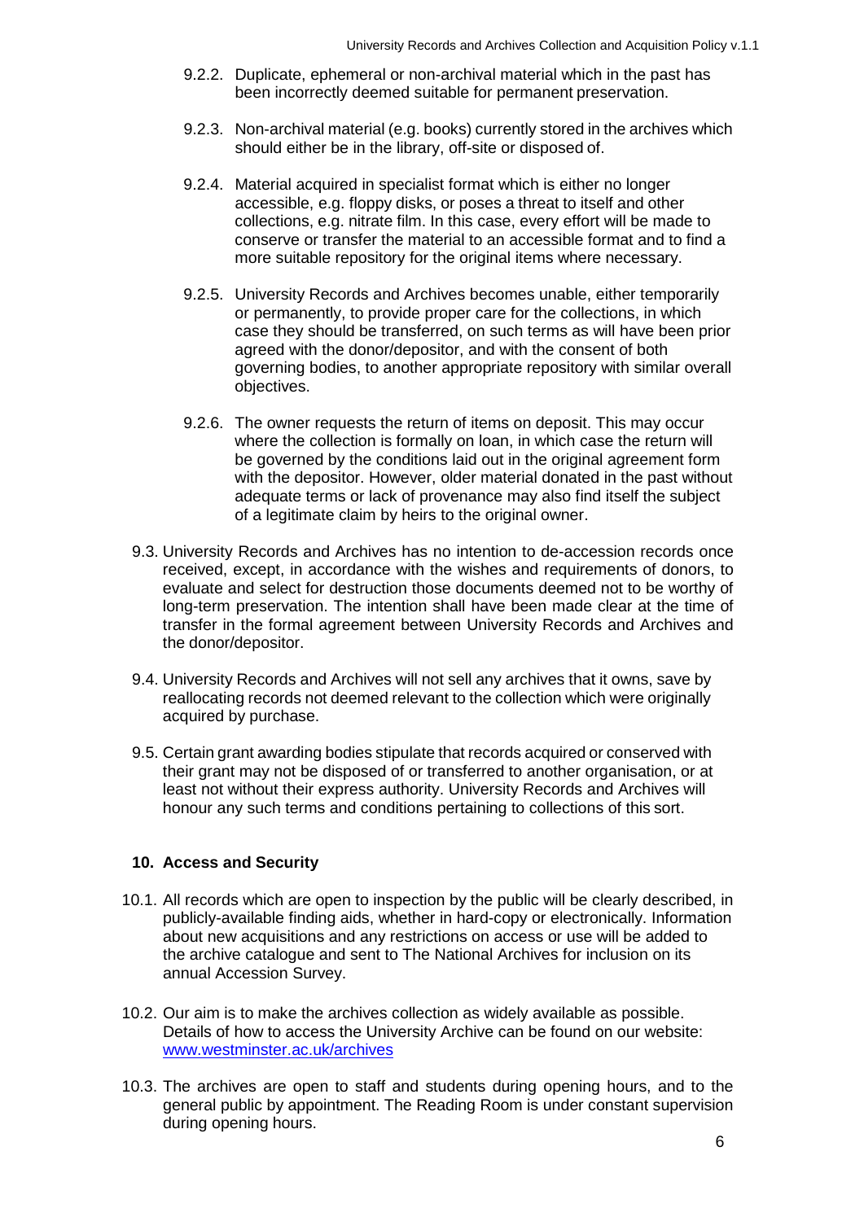9.2.2. Duplicate, ephemeral or non-archival material which in the past has been incorrectly deemed suitable for permanent preservation.

9.2.3. Non-archival material (e.g. books) currently stored in the archives which should either be in the library, off-site or disposed of.

9.2.4. Material acquired in specialist format which is either no longer accessible, e.g. floppy disks, or poses a threat to itself and other collections, e.g. nitrate film. In this case, every effort will be made to conserve or transfer the material to an accessible format and to find a more suitable repository for the original items where necessary.

9.2.5. University Records and Archives becomes unable, either temporarily or permanently, to provide proper care for the collections, in which case they should be transferred, on such terms as will have been prior agreed with the donor/depositor, and with the consent of both governing bodies, to another appropriate repository with similar overall objectives.

9.2.6. The owner requests the return of items on deposit. This may occur where the collection is formally on loan, in which case the return will be governed by the conditions laid out in the original agreement form with the depositor. However, older material donated in the past without adequate terms or lack of provenance may also find itself the subject of a legitimate claim by heirs to the original owner.

9.3. University Records and Archives has no intention to de-accession records once received, except, in accordance with the wishes and requirements of donors, to evaluate and select for destruction those documents deemed not to be worthy of long-term preservation. The intention shall have been made clear at the time of transfer in the formal agreement between University Records and Archives and the donor/depositor.

9.4. University Records and Archives will not sell any archives that it owns, save by reallocating records not deemed relevant to the collection which were originally acquired by purchase.

9.5. Certain grant awarding bodies stipulate that records acquired or conserved with their grant may not be disposed of or transferred to another organisation, or at least not without their express authority. University Records and Archives will honour any such terms and conditions pertaining to collections of this sort.

## 10. Access and Security

10.1. All records which are open to inspection by the public will be clearly described, in publicly-available finding aids, whether in hard-copy or electronically. Information about new acquisitions and any restrictions on access or use will be added to the archive catalogue and sent to The National Archives for inclusion on its annual Accession Survey.

10.2. Our aim is to make the archives collection as widely available as possible. Details of how to access the University Archive can be found on our website: [www.westminster.ac.uk/archives](http://www.westminster.ac.uk/archives)

10.3. The archives are open to staff and students during opening hours, and to the general public by appointment. The Reading Room is under constant supervision during opening hours.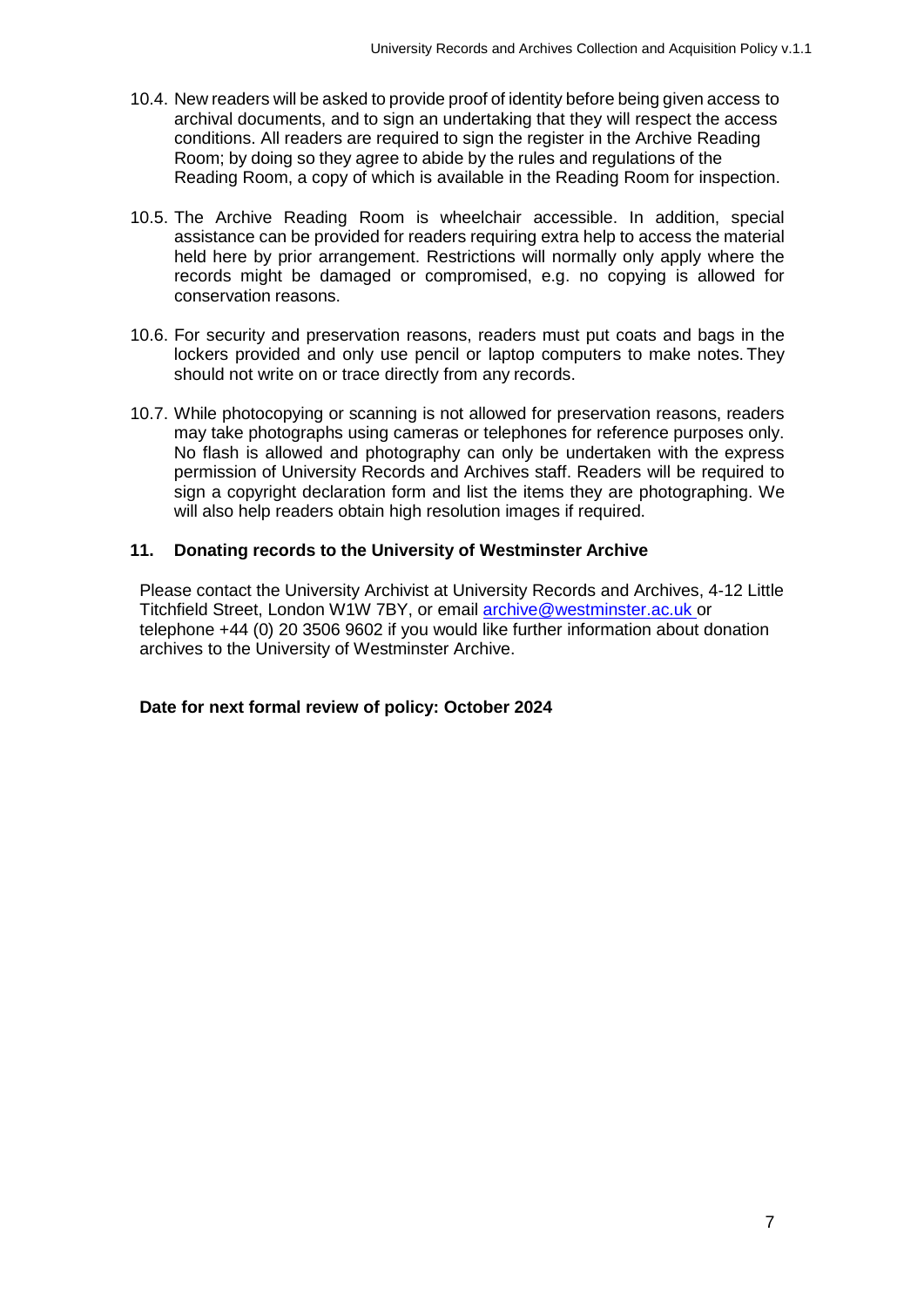10.4. New readers will be asked to provide proof of identity before being given access to archival documents, and to sign an undertaking that they will respect the access conditions. All readers are required to sign the register in the Archive Reading Room; by doing so they agree to abide by the rules and regulations of the Reading Room, a copy of which is available in the Reading Room for inspection.

10.5. The Archive Reading Room is wheelchair accessible. In addition, special assistance can be provided for readers requiring extra help to access the material held here by prior arrangement. Restrictions will normally only apply where the records might be damaged or compromised, e.g. no copying is allowed for conservation reasons.

10.6. For security and preservation reasons, readers must put coats and bags in the lockers provided and only use pencil or laptop computers to make notes. They should not write on or trace directly from any records.

10.7. While photocopying or scanning is not allowed for preservation reasons, readers may take photographs using cameras or telephones for reference purposes only. No flash is allowed and photography can only be undertaken with the express permission of University Records and Archives staff. Readers will be required to sign a copyright declaration form and list the items they are photographing. We will also help readers obtain high resolution images if required.

## 11. Donating records to the University of Westminster Archive

Please contact the University Archivist at University Records and Archives, 4-12 Little Titchfield Street, London W1W 7BY, or email archive@westminster.ac.uk or telephone +44 (0) 20 3506 9602 if you would like further information about donation archives to the University of Westminster Archive.

**Date for next formal review of policy: October 2024**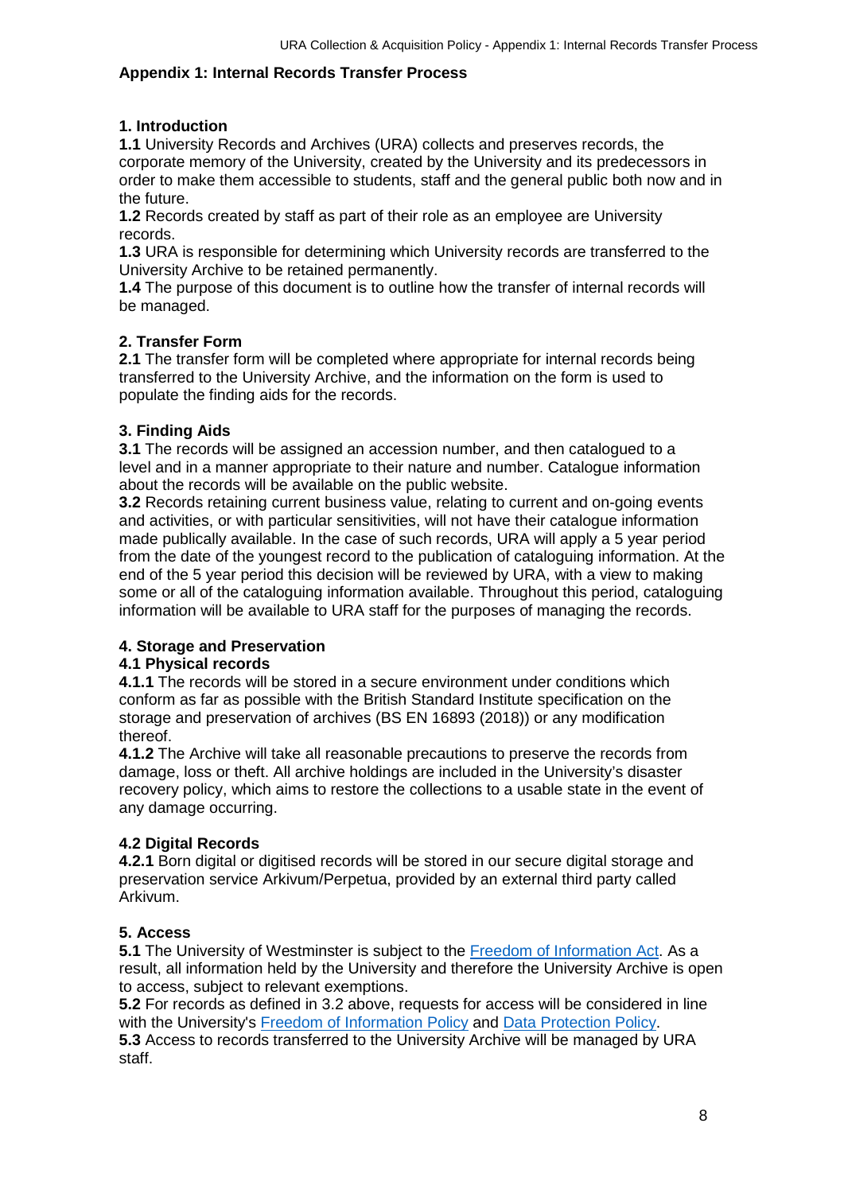## Appendix 1: Internal Records Transfer Process

### 1. Introduction

**1.1** University Records and Archives (URA) collects and preserves records, the corporate memory of the University, created by the University and its predecessors in order to make them accessible to students, staff and the general public both now and in the future.

**1.2** Records created by staff as part of their role as an employee are University records.

**1.3** URA is responsible for determining which University records are transferred to the University Archive to be retained permanently.

**1.4** The purpose of this document is to outline how the transfer of internal records will be managed.

### 2. Transfer Form

**2.1** The transfer form will be completed where appropriate for internal records being transferred to the University Archive, and the information on the form is used to populate the finding aids for the records.

### 3. Finding Aids

**3.1** The records will be assigned an accession number, and then catalogued to a level and in a manner appropriate to their nature and number. Catalogue information about the records will be available on the public website.

**3.2** Records retaining current business value, relating to current and on-going events and activities, or with particular sensitivities, will not have their catalogue information made publically available. In the case of such records, URA will apply a 5 year period from the date of the youngest record to the publication of cataloguing information. At the end of the 5 year period this decision will be reviewed by URA, with a view to making some or all of the cataloguing information available. Throughout this period, cataloguing information will be available to URA staff for the purposes of managing the records.

### 4. Storage and Preservation

#### 4.1 Physical records

**4.1.1** The records will be stored in a secure environment under conditions which conform as far as possible with the British Standard Institute specification on the storage and preservation of archives (BS EN 16893 (2018)) or any modification thereof.

**4.1.2** The Archive will take all reasonable precautions to preserve the records from damage, loss or theft. All archive holdings are included in the University's disaster recovery policy, which aims to restore the collections to a usable state in the event of any damage occurring.

#### 4.2 Digital Records

**4.2.1** Born digital or digitised records will be stored in our secure digital storage and preservation service Arkivum/Perpetua, provided by an external third party called Arkivum.

### 5. Access

**5.1** The University of Westminster is subject to the [Freedom of Information Act](). As a result, all information held by the University and therefore the University Archive is open to access, subject to relevant exemptions.

**5.2** For records as defined in 3.2 above, requests for access will be considered in line with the University's [Freedom of Information Policy]() and [Data Protection Policy]().

**5.3** Access to records transferred to the University Archive will be managed by URA staff.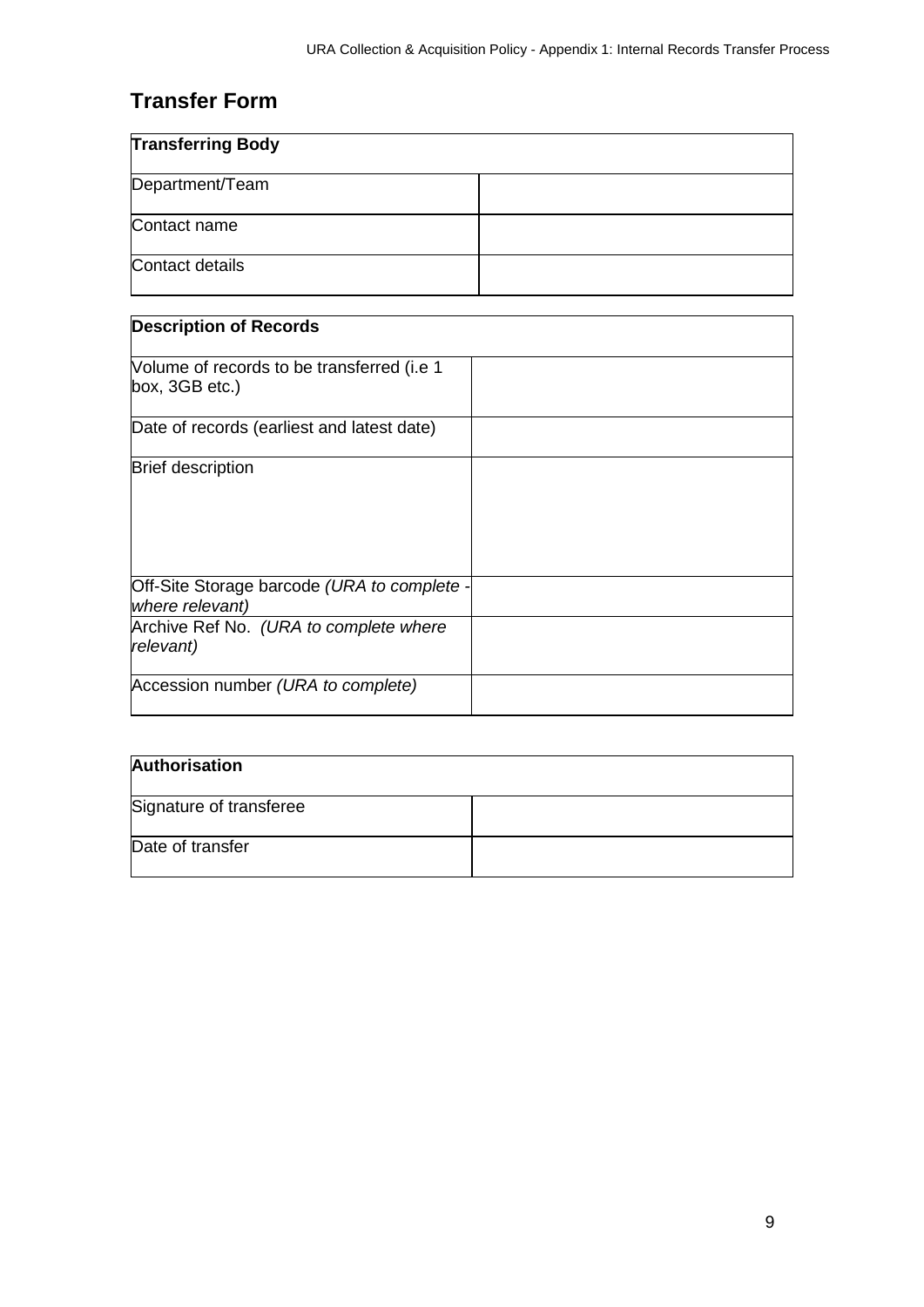# Transfer Form

| **Transferring Body** | |
|---|---|
| Department/Team | |
| Contact name | |
| Contact details | |

| **Description of Records** | |
|---|---|
| Volume of records to be transferred (i.e 1 box, 3GB etc.) | |
| Date of records (earliest and latest date) | |
| Brief description | |
| Off-Site Storage barcode *(URA to complete - where relevant)* | |
| Archive Ref No. *(URA to complete where relevant)* | |
| Accession number *(URA to complete)* | |

| **Authorisation** | |
|---|---|
| Signature of transferee | |
| Date of transfer | |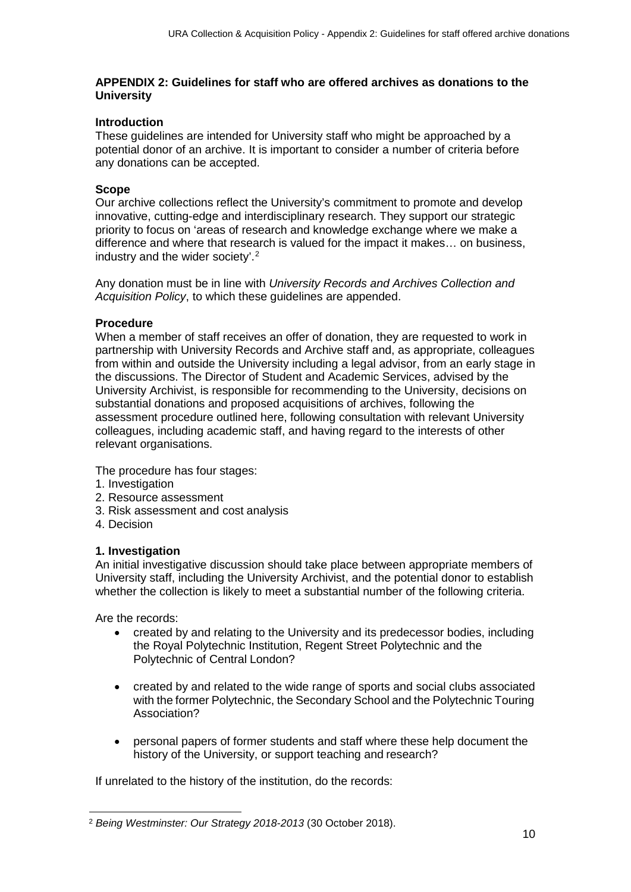**APPENDIX 2: Guidelines for staff who are offered archives as donations to the University**

**Introduction**

These guidelines are intended for University staff who might be approached by a potential donor of an archive. It is important to consider a number of criteria before any donations can be accepted.

**Scope**

Our archive collections reflect the University's commitment to promote and develop innovative, cutting-edge and interdisciplinary research. They support our strategic priority to focus on 'areas of research and knowledge exchange where we make a difference and where that research is valued for the impact it makes… on business, industry and the wider society'.[2]

Any donation must be in line with *University Records and Archives Collection and Acquisition Policy*, to which these guidelines are appended.

**Procedure**

When a member of staff receives an offer of donation, they are requested to work in partnership with University Records and Archive staff and, as appropriate, colleagues from within and outside the University including a legal advisor, from an early stage in the discussions. The Director of Student and Academic Services, advised by the University Archivist, is responsible for recommending to the University, decisions on substantial donations and proposed acquisitions of archives, following the assessment procedure outlined here, following consultation with relevant University colleagues, including academic staff, and having regard to the interests of other relevant organisations.

The procedure has four stages:

1. Investigation
2. Resource assessment
3. Risk assessment and cost analysis
4. Decision

**1. Investigation**

An initial investigative discussion should take place between appropriate members of University staff, including the University Archivist, and the potential donor to establish whether the collection is likely to meet a substantial number of the following criteria.

Are the records:

- created by and relating to the University and its predecessor bodies, including the Royal Polytechnic Institution, Regent Street Polytechnic and the Polytechnic of Central London?
- created by and related to the wide range of sports and social clubs associated with the former Polytechnic, the Secondary School and the Polytechnic Touring Association?
- personal papers of former students and staff where these help document the history of the University, or support teaching and research?

If unrelated to the history of the institution, do the records:

---

[2] *Being Westminster: Our Strategy 2018-2013* (30 October 2018).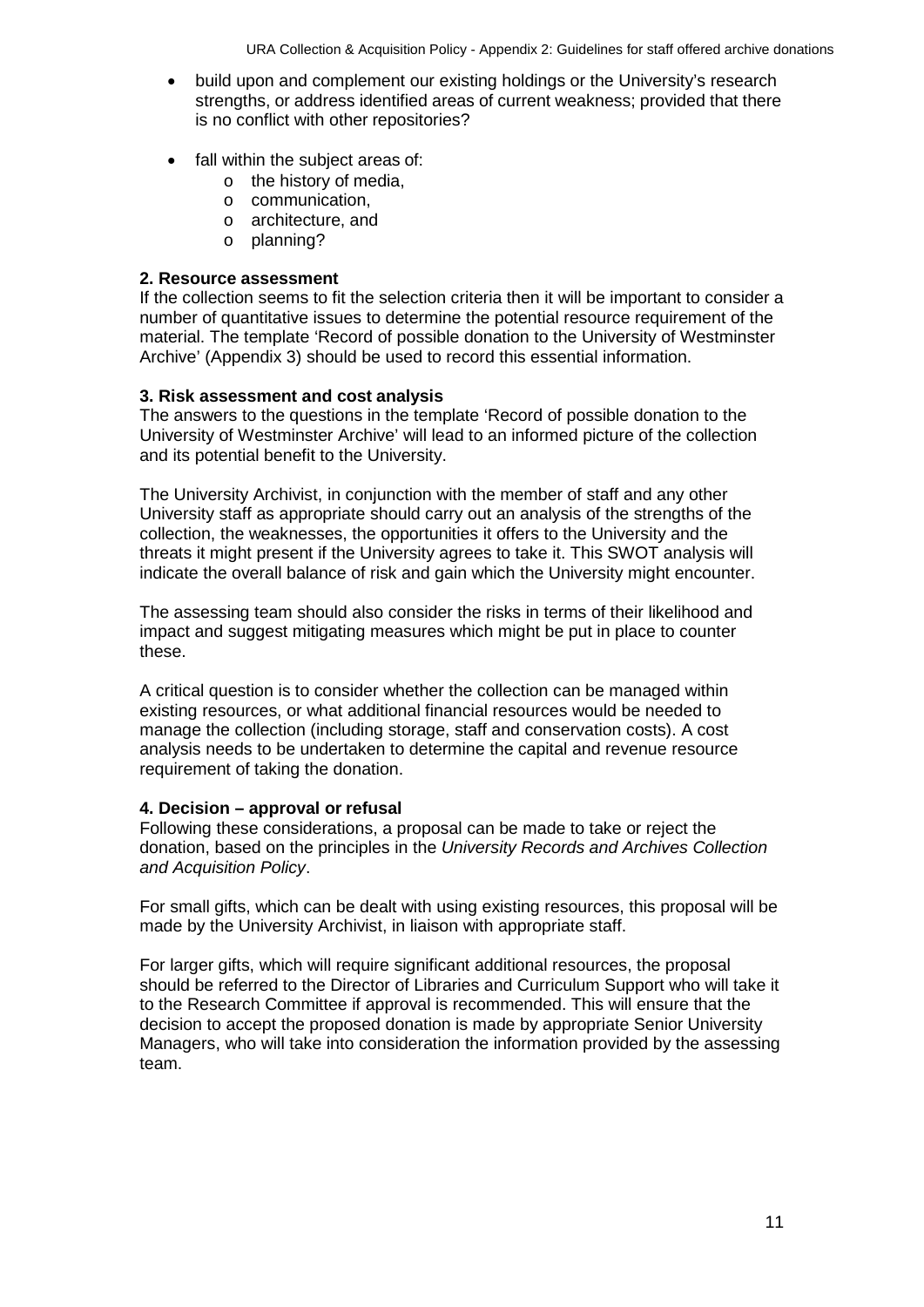- build upon and complement our existing holdings or the University's research strengths, or address identified areas of current weakness; provided that there is no conflict with other repositories?

- fall within the subject areas of:
  - the history of media,
  - communication,
  - architecture, and
  - planning?

**2. Resource assessment**

If the collection seems to fit the selection criteria then it will be important to consider a number of quantitative issues to determine the potential resource requirement of the material. The template 'Record of possible donation to the University of Westminster Archive' (Appendix 3) should be used to record this essential information.

**3. Risk assessment and cost analysis**

The answers to the questions in the template 'Record of possible donation to the University of Westminster Archive' will lead to an informed picture of the collection and its potential benefit to the University.

The University Archivist, in conjunction with the member of staff and any other University staff as appropriate should carry out an analysis of the strengths of the collection, the weaknesses, the opportunities it offers to the University and the threats it might present if the University agrees to take it. This SWOT analysis will indicate the overall balance of risk and gain which the University might encounter.

The assessing team should also consider the risks in terms of their likelihood and impact and suggest mitigating measures which might be put in place to counter these.

A critical question is to consider whether the collection can be managed within existing resources, or what additional financial resources would be needed to manage the collection (including storage, staff and conservation costs). A cost analysis needs to be undertaken to determine the capital and revenue resource requirement of taking the donation.

**4. Decision – approval or refusal**

Following these considerations, a proposal can be made to take or reject the donation, based on the principles in the *University Records and Archives Collection and Acquisition Policy*.

For small gifts, which can be dealt with using existing resources, this proposal will be made by the University Archivist, in liaison with appropriate staff.

For larger gifts, which will require significant additional resources, the proposal should be referred to the Director of Libraries and Curriculum Support who will take it to the Research Committee if approval is recommended. This will ensure that the decision to accept the proposed donation is made by appropriate Senior University Managers, who will take into consideration the information provided by the assessing team.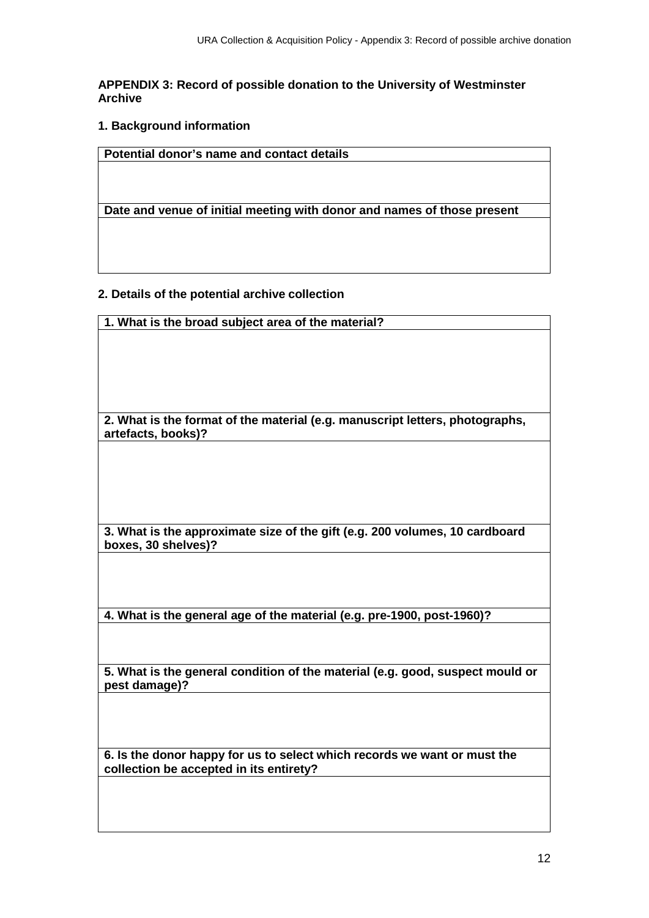**APPENDIX 3: Record of possible donation to the University of Westminster Archive**

**1. Background information**

| **Potential donor's name and contact details** |
|---|
| |
| **Date and venue of initial meeting with donor and names of those present** |
| |

**2. Details of the potential archive collection**

| **1. What is the broad subject area of the material?** |
|---|
| |
| **2. What is the format of the material (e.g. manuscript letters, photographs, artefacts, books)?** |
| |
| **3. What is the approximate size of the gift (e.g. 200 volumes, 10 cardboard boxes, 30 shelves)?** |
| |
| **4. What is the general age of the material (e.g. pre-1900, post-1960)?** |
| |
| **5. What is the general condition of the material (e.g. good, suspect mould or pest damage)?** |
| |
| **6. Is the donor happy for us to select which records we want or must the collection be accepted in its entirety?** |
| |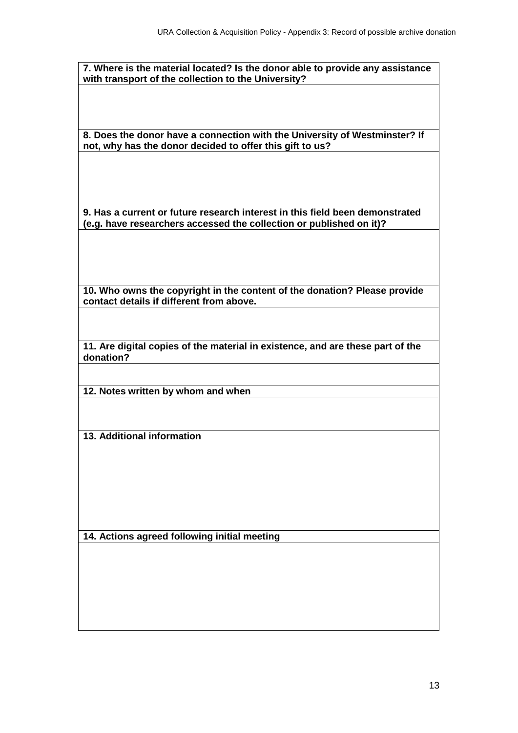| |
|---|
| **7. Where is the material located? Is the donor able to provide any assistance with transport of the collection to the University?** |
| |
| **8. Does the donor have a connection with the University of Westminster? If not, why has the donor decided to offer this gift to us?** |
| |
| **9. Has a current or future research interest in this field been demonstrated (e.g. have researchers accessed the collection or published on it)?** |
| |
| **10. Who owns the copyright in the content of the donation? Please provide contact details if different from above.** |
| |
| **11. Are digital copies of the material in existence, and are these part of the donation?** |
| |
| **12. Notes written by whom and when** |
| |
| **13. Additional information** |
| |
| **14. Actions agreed following initial meeting** |
| |